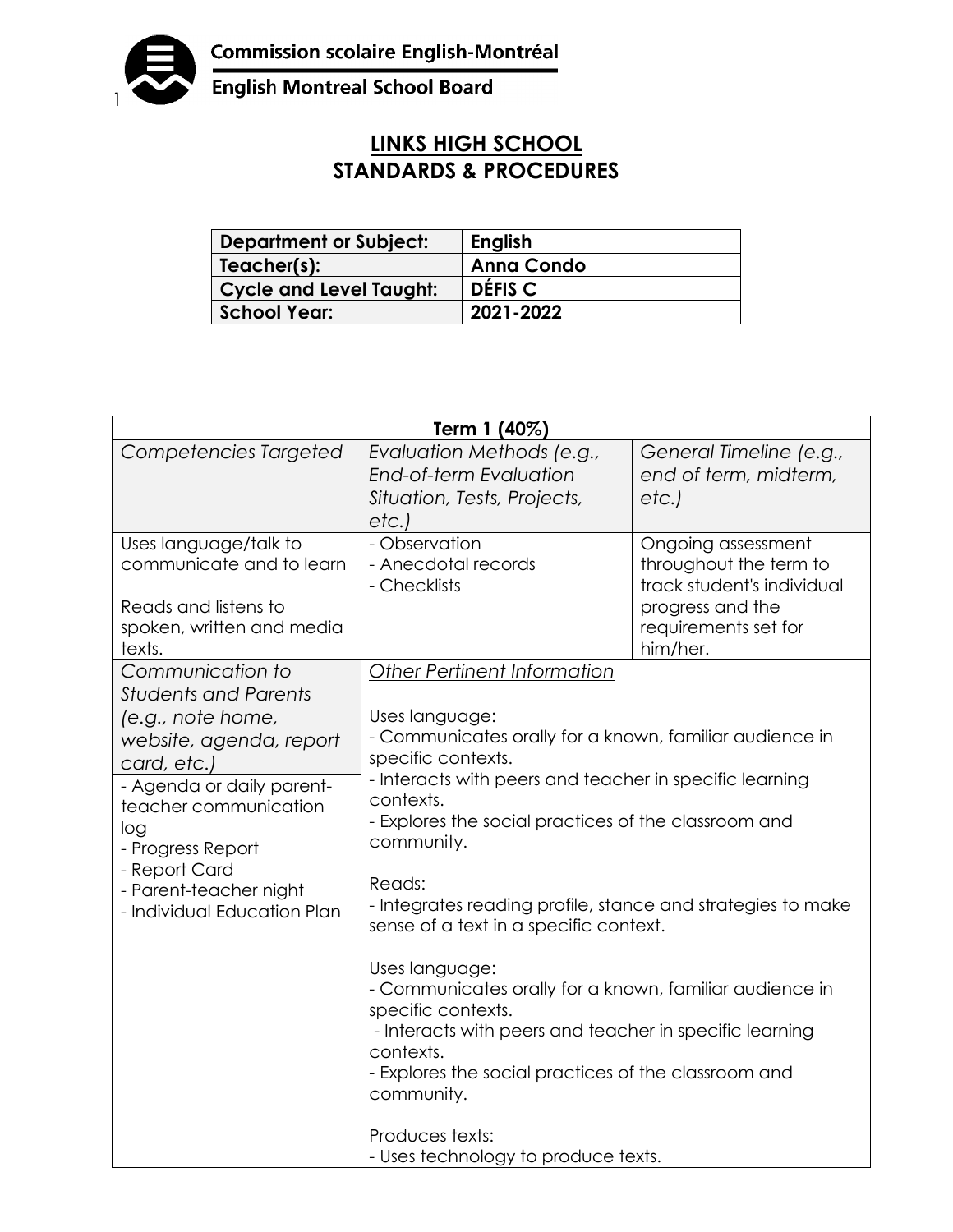Commission scolaire English-Montréal

English Montreal School Board

# LINKS HIGH SCHOOL
## STANDARDS & PROCEDURES

| Department or Subject: | English |
|---|---|
| Teacher(s): | Anna Condo |
| Cycle and Level Taught: | DÉFIS C |
| School Year: | 2021-2022 |

| Term 1 (40%) | | |
|---|---|---|
| *Competencies Targeted* | *Evaluation Methods (e.g., End-of-term Evaluation Situation, Tests, Projects, etc.)* | *General Timeline (e.g., end of term, midterm, etc.)* |
| Uses language/talk to communicate and to learn<br><br>Reads and listens to spoken, written and media texts. | - Observation<br>- Anecdotal records<br>- Checklists | Ongoing assessment throughout the term to track student's individual progress and the requirements set for him/her. |
| *Communication to Students and Parents (e.g., note home, website, agenda, report card, etc.)*<br><br>- Agenda or daily parent-teacher communication log<br>- Progress Report<br>- Report Card<br>- Parent-teacher night<br>- Individual Education Plan | *Other Pertinent Information*<br><br>Uses language:<br>- Communicates orally for a known, familiar audience in specific contexts.<br>- Interacts with peers and teacher in specific learning contexts.<br>- Explores the social practices of the classroom and community.<br><br>Reads:<br>- Integrates reading profile, stance and strategies to make sense of a text in a specific context.<br><br>Uses language:<br>- Communicates orally for a known, familiar audience in specific contexts.<br>- Interacts with peers and teacher in specific learning contexts.<br>- Explores the social practices of the classroom and community.<br><br>Produces texts:<br>- Uses technology to produce texts. | |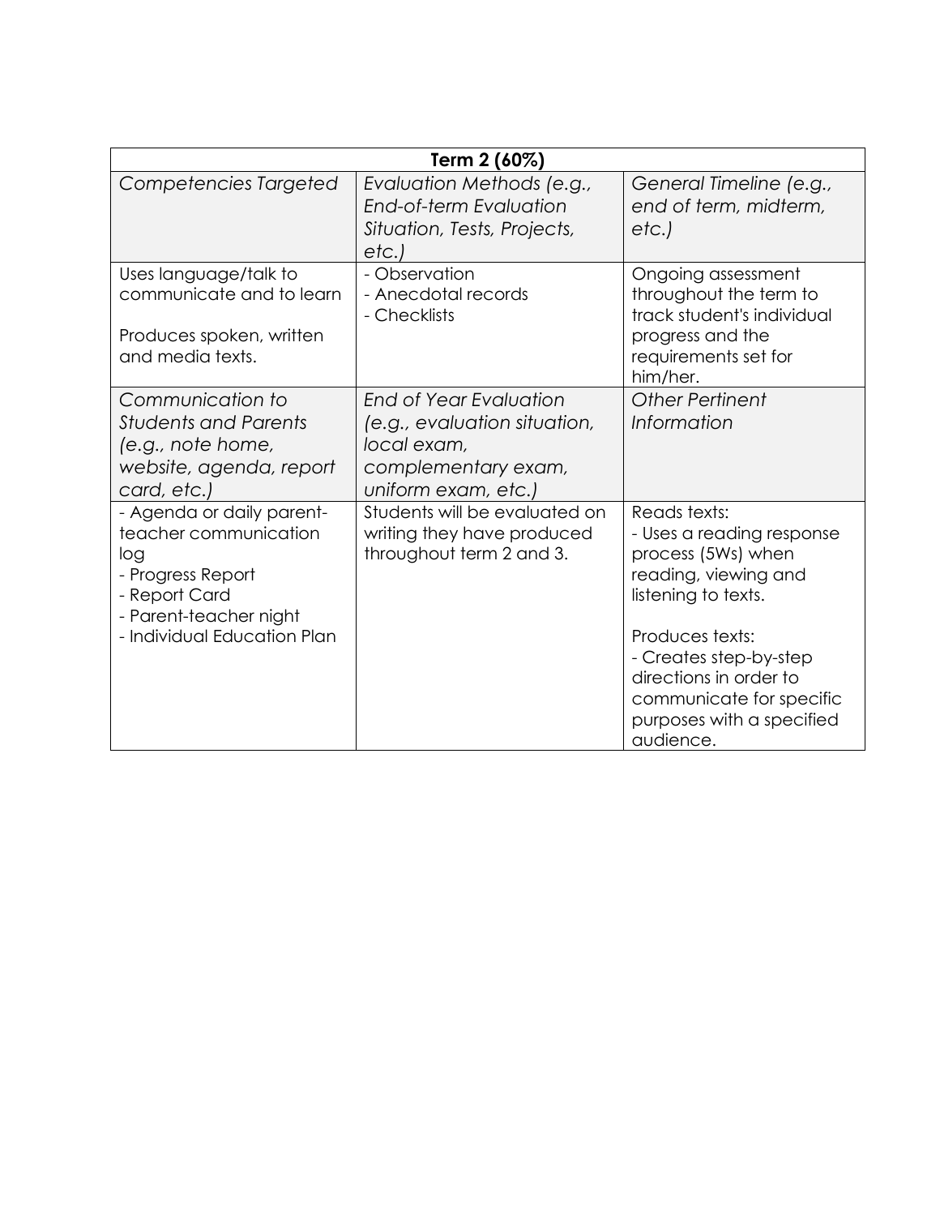| Term 2 (60%) | | |
|---|---|---|
| *Competencies Targeted* | *Evaluation Methods (e.g., End-of-term Evaluation Situation, Tests, Projects, etc.)* | *General Timeline (e.g., end of term, midterm, etc.)* |
| Uses language/talk to communicate and to learn<br><br>Produces spoken, written and media texts. | - Observation<br>- Anecdotal records<br>- Checklists | Ongoing assessment throughout the term to track student's individual progress and the requirements set for him/her. |
| *Communication to Students and Parents (e.g., note home, website, agenda, report card, etc.)* | *End of Year Evaluation (e.g., evaluation situation, local exam, complementary exam, uniform exam, etc.)* | *Other Pertinent Information* |
| - Agenda or daily parent-teacher communication log<br>- Progress Report<br>- Report Card<br>- Parent-teacher night<br>- Individual Education Plan | Students will be evaluated on writing they have produced throughout term 2 and 3. | Reads texts:<br>- Uses a reading response process (5Ws) when reading, viewing and listening to texts.<br><br>Produces texts:<br>- Creates step-by-step directions in order to communicate for specific purposes with a specified audience. |